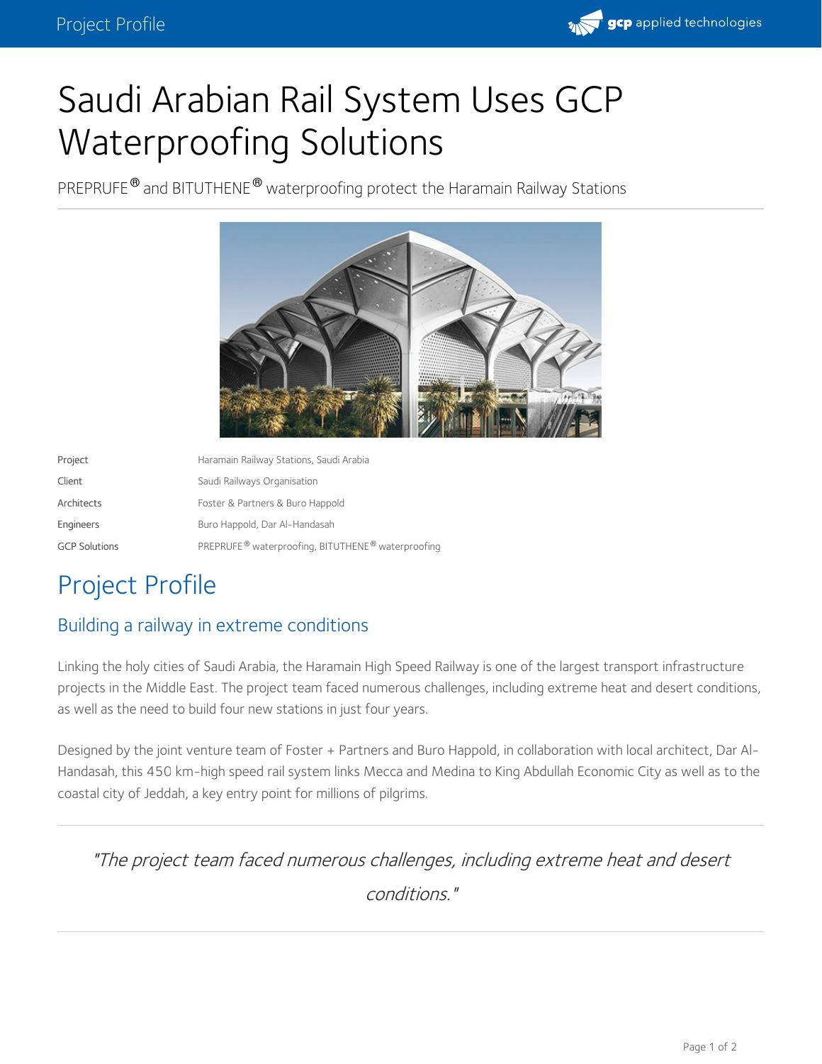# Saudi Arabian Rail System Uses GCP Waterproofing Solutions

PREPRUFE® and BITUTHENE® waterproofing protect the Haramain Railway Stations

| | |
|---|---|
| Project | Haramain Railway Stations, Saudi Arabia |
| Client | Saudi Railways Organisation |
| Architects | Foster & Partners & Buro Happold |
| Engineers | Buro Happold, Dar Al-Handasah |
| GCP Solutions | PREPRUFE® waterproofing, BITUTHENE® waterproofing |

## Project Profile

### Building a railway in extreme conditions

Linking the holy cities of Saudi Arabia, the Haramain High Speed Railway is one of the largest transport infrastructure projects in the Middle East. The project team faced numerous challenges, including extreme heat and desert conditions, as well as the need to build four new stations in just four years.

Designed by the joint venture team of Foster + Partners and Buro Happold, in collaboration with local architect, Dar Al-Handasah, this 450 km-high speed rail system links Mecca and Medina to King Abdullah Economic City as well as to the coastal city of Jeddah, a key entry point for millions of pilgrims.

> *"The project team faced numerous challenges, including extreme heat and desert conditions."*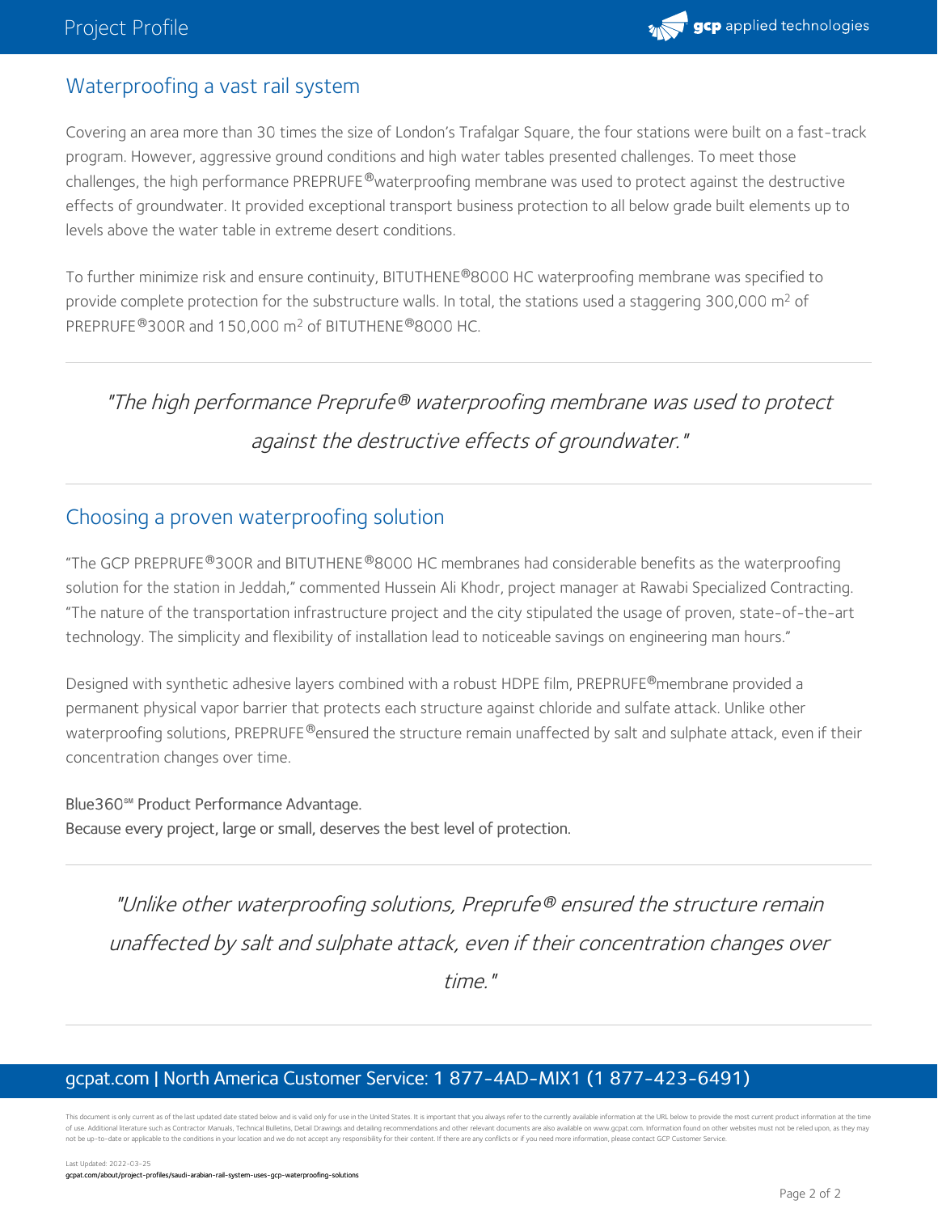## Waterproofing a vast rail system

Covering an area more than 30 times the size of London's Trafalgar Square, the four stations were built on a fast-track program. However, aggressive ground conditions and high water tables presented challenges. To meet those challenges, the high performance PREPRUFE®waterproofing membrane was used to protect against the destructive effects of groundwater. It provided exceptional transport business protection to all below grade built elements up to levels above the water table in extreme desert conditions.

To further minimize risk and ensure continuity, BITUTHENE®8000 HC waterproofing membrane was specified to provide complete protection for the substructure walls. In total, the stations used a staggering 300,000 m$^2$ of PREPRUFE®300R and 150,000 m$^2$ of BITUTHENE®8000 HC.

> *"The high performance Preprufe® waterproofing membrane was used to protect against the destructive effects of groundwater."*

## Choosing a proven waterproofing solution

"The GCP PREPRUFE®300R and BITUTHENE®8000 HC membranes had considerable benefits as the waterproofing solution for the station in Jeddah," commented Hussein Ali Khodr, project manager at Rawabi Specialized Contracting. "The nature of the transportation infrastructure project and the city stipulated the usage of proven, state-of-the-art technology. The simplicity and flexibility of installation lead to noticeable savings on engineering man hours."

Designed with synthetic adhesive layers combined with a robust HDPE film, PREPRUFE®membrane provided a permanent physical vapor barrier that protects each structure against chloride and sulfate attack. Unlike other waterproofing solutions, PREPRUFE®ensured the structure remain unaffected by salt and sulphate attack, even if their concentration changes over time.

Blue360℠ Product Performance Advantage.
Because every project, large or small, deserves the best level of protection.

> *"Unlike other waterproofing solutions, Preprufe® ensured the structure remain unaffected by salt and sulphate attack, even if their concentration changes over time."*

gcpat.com | North America Customer Service: 1 877-4AD-MIX1 (1 877-423-6491)

This document is only current as of the last updated date stated below and is valid only for use in the United States. It is important that you always refer to the currently available information at the URL below to provide the most current product information at the time of use. Additional literature such as Contractor Manuals, Technical Bulletins, Detail Drawings and detailing recommendations and other relevant documents are also available on www.gcpat.com. Information found on other websites must not be relied upon, as they may not be up-to-date or applicable to the conditions in your location and we do not accept any responsibility for their content. If there are any conflicts or if you need more information, please contact GCP Customer Service.

Last Updated: 2022-03-25
gcpat.com/about/project-profiles/saudi-arabian-rail-system-uses-gcp-waterproofing-solutions